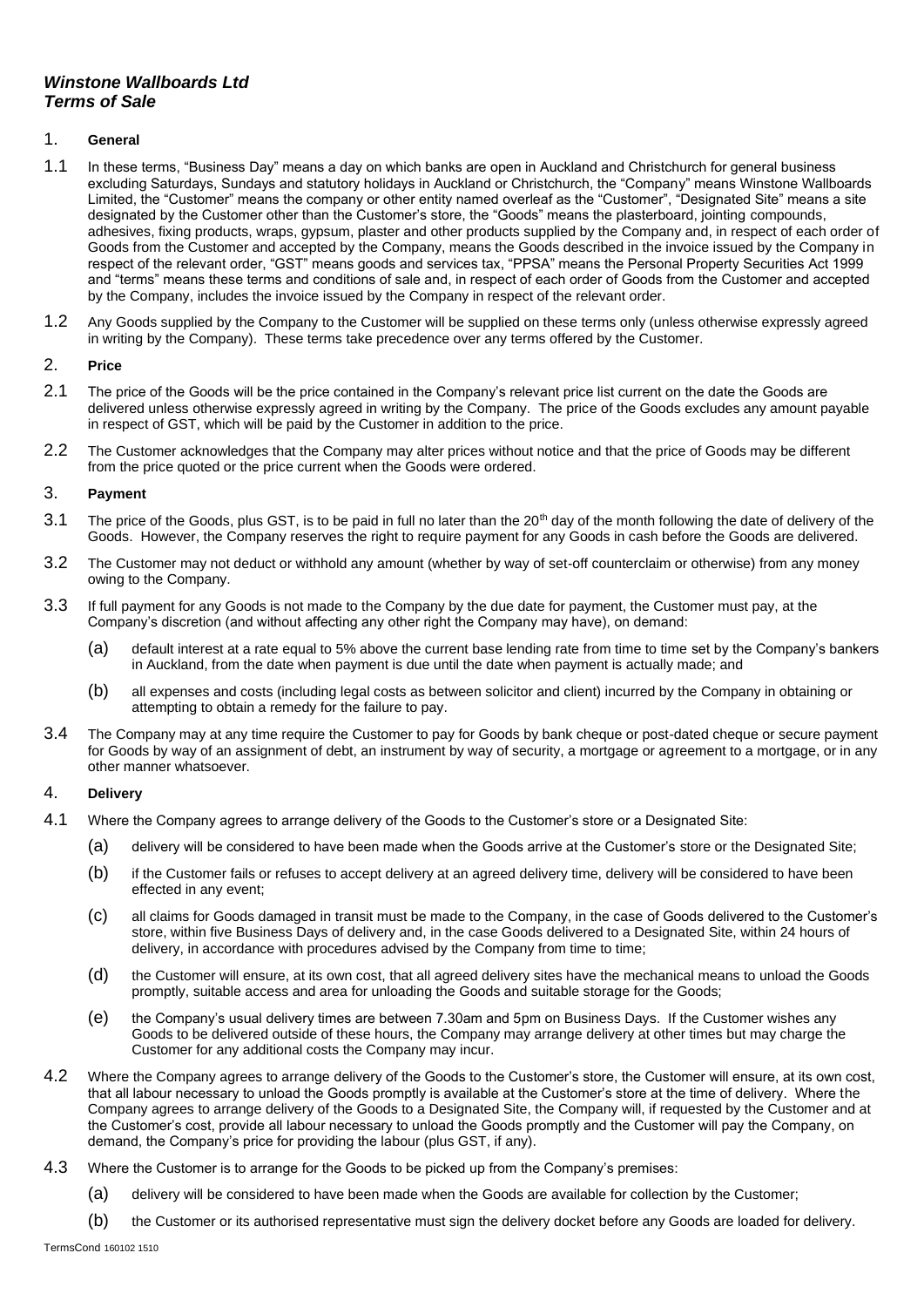# *Winstone Wallboards Ltd*
# *Terms of Sale*

## 1. General

1.1 In these terms, "Business Day" means a day on which banks are open in Auckland and Christchurch for general business excluding Saturdays, Sundays and statutory holidays in Auckland or Christchurch, the "Company" means Winstone Wallboards Limited, the "Customer" means the company or other entity named overleaf as the "Customer", "Designated Site" means a site designated by the Customer other than the Customer's store, the "Goods" means the plasterboard, jointing compounds, adhesives, fixing products, wraps, gypsum, plaster and other products supplied by the Company and, in respect of each order of Goods from the Customer and accepted by the Company, means the Goods described in the invoice issued by the Company in respect of the relevant order, "GST" means goods and services tax, "PPSA" means the Personal Property Securities Act 1999 and "terms" means these terms and conditions of sale and, in respect of each order of Goods from the Customer and accepted by the Company, includes the invoice issued by the Company in respect of the relevant order.

1.2 Any Goods supplied by the Company to the Customer will be supplied on these terms only (unless otherwise expressly agreed in writing by the Company). These terms take precedence over any terms offered by the Customer.

## 2. Price

2.1 The price of the Goods will be the price contained in the Company's relevant price list current on the date the Goods are delivered unless otherwise expressly agreed in writing by the Company. The price of the Goods excludes any amount payable in respect of GST, which will be paid by the Customer in addition to the price.

2.2 The Customer acknowledges that the Company may alter prices without notice and that the price of Goods may be different from the price quoted or the price current when the Goods were ordered.

## 3. Payment

3.1 The price of the Goods, plus GST, is to be paid in full no later than the 20th day of the month following the date of delivery of the Goods. However, the Company reserves the right to require payment for any Goods in cash before the Goods are delivered.

3.2 The Customer may not deduct or withhold any amount (whether by way of set-off counterclaim or otherwise) from any money owing to the Company.

3.3 If full payment for any Goods is not made to the Company by the due date for payment, the Customer must pay, at the Company's discretion (and without affecting any other right the Company may have), on demand:

(a) default interest at a rate equal to 5% above the current base lending rate from time to time set by the Company's bankers in Auckland, from the date when payment is due until the date when payment is actually made; and

(b) all expenses and costs (including legal costs as between solicitor and client) incurred by the Company in obtaining or attempting to obtain a remedy for the failure to pay.

3.4 The Company may at any time require the Customer to pay for Goods by bank cheque or post-dated cheque or secure payment for Goods by way of an assignment of debt, an instrument by way of security, a mortgage or agreement to a mortgage, or in any other manner whatsoever.

## 4. Delivery

4.1 Where the Company agrees to arrange delivery of the Goods to the Customer's store or a Designated Site:

(a) delivery will be considered to have been made when the Goods arrive at the Customer's store or the Designated Site;

(b) if the Customer fails or refuses to accept delivery at an agreed delivery time, delivery will be considered to have been effected in any event;

(c) all claims for Goods damaged in transit must be made to the Company, in the case of Goods delivered to the Customer's store, within five Business Days of delivery and, in the case Goods delivered to a Designated Site, within 24 hours of delivery, in accordance with procedures advised by the Company from time to time;

(d) the Customer will ensure, at its own cost, that all agreed delivery sites have the mechanical means to unload the Goods promptly, suitable access and area for unloading the Goods and suitable storage for the Goods;

(e) the Company's usual delivery times are between 7.30am and 5pm on Business Days. If the Customer wishes any Goods to be delivered outside of these hours, the Company may arrange delivery at other times but may charge the Customer for any additional costs the Company may incur.

4.2 Where the Company agrees to arrange delivery of the Goods to the Customer's store, the Customer will ensure, at its own cost, that all labour necessary to unload the Goods promptly is available at the Customer's store at the time of delivery. Where the Company agrees to arrange delivery of the Goods to a Designated Site, the Company will, if requested by the Customer and at the Customer's cost, provide all labour necessary to unload the Goods promptly and the Customer will pay the Company, on demand, the Company's price for providing the labour (plus GST, if any).

4.3 Where the Customer is to arrange for the Goods to be picked up from the Company's premises:

(a) delivery will be considered to have been made when the Goods are available for collection by the Customer;

(b) the Customer or its authorised representative must sign the delivery docket before any Goods are loaded for delivery.

TermsCond 160102 1510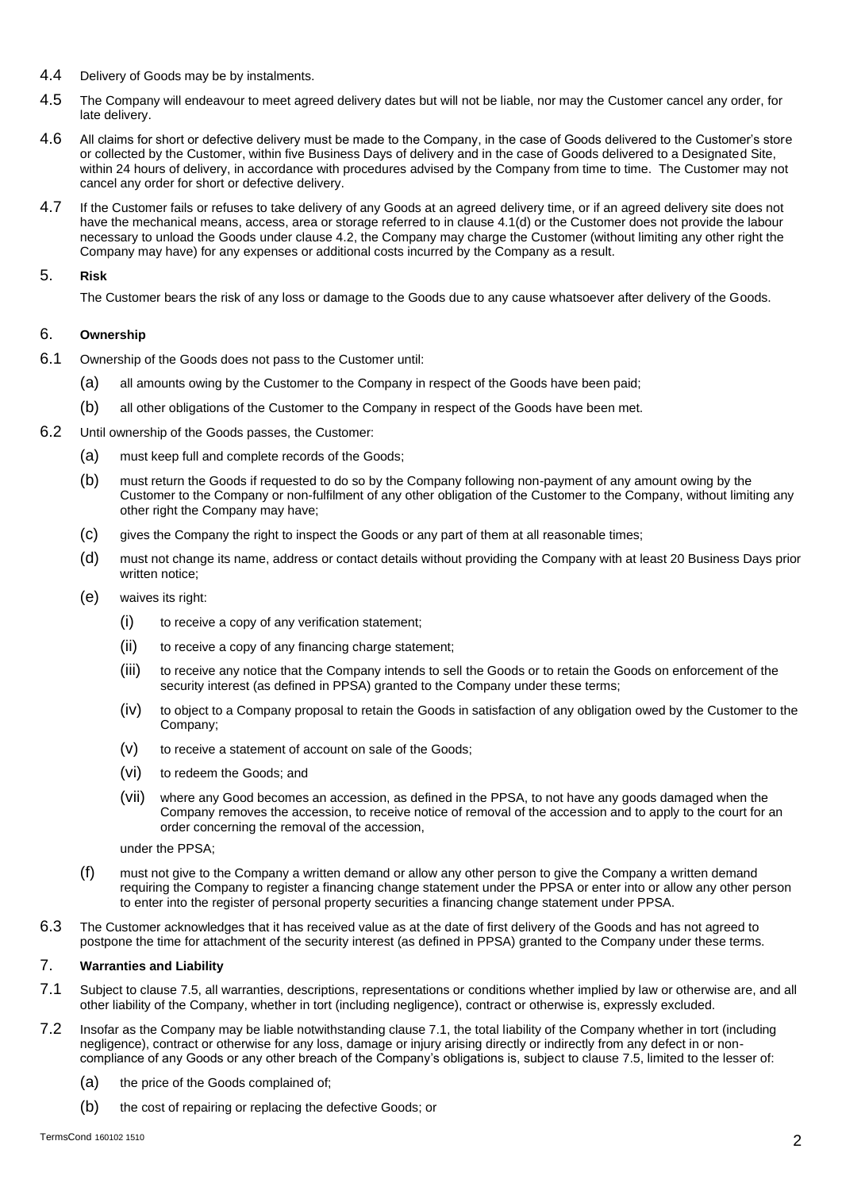4.4 Delivery of Goods may be by instalments.

4.5 The Company will endeavour to meet agreed delivery dates but will not be liable, nor may the Customer cancel any order, for late delivery.

4.6 All claims for short or defective delivery must be made to the Company, in the case of Goods delivered to the Customer's store or collected by the Customer, within five Business Days of delivery and in the case of Goods delivered to a Designated Site, within 24 hours of delivery, in accordance with procedures advised by the Company from time to time. The Customer may not cancel any order for short or defective delivery.

4.7 If the Customer fails or refuses to take delivery of any Goods at an agreed delivery time, or if an agreed delivery site does not have the mechanical means, access, area or storage referred to in clause 4.1(d) or the Customer does not provide the labour necessary to unload the Goods under clause 4.2, the Company may charge the Customer (without limiting any other right the Company may have) for any expenses or additional costs incurred by the Company as a result.

## 5. Risk

The Customer bears the risk of any loss or damage to the Goods due to any cause whatsoever after delivery of the Goods.

## 6. Ownership

6.1 Ownership of the Goods does not pass to the Customer until:

- (a) all amounts owing by the Customer to the Company in respect of the Goods have been paid;
- (b) all other obligations of the Customer to the Company in respect of the Goods have been met.

6.2 Until ownership of the Goods passes, the Customer:

- (a) must keep full and complete records of the Goods;
- (b) must return the Goods if requested to do so by the Company following non-payment of any amount owing by the Customer to the Company or non-fulfilment of any other obligation of the Customer to the Company, without limiting any other right the Company may have;
- (c) gives the Company the right to inspect the Goods or any part of them at all reasonable times;
- (d) must not change its name, address or contact details without providing the Company with at least 20 Business Days prior written notice;
- (e) waives its right:
  - (i) to receive a copy of any verification statement;
  - (ii) to receive a copy of any financing charge statement;
  - (iii) to receive any notice that the Company intends to sell the Goods or to retain the Goods on enforcement of the security interest (as defined in PPSA) granted to the Company under these terms;
  - (iv) to object to a Company proposal to retain the Goods in satisfaction of any obligation owed by the Customer to the Company;
  - (v) to receive a statement of account on sale of the Goods;
  - (vi) to redeem the Goods; and
  - (vii) where any Good becomes an accession, as defined in the PPSA, to not have any goods damaged when the Company removes the accession, to receive notice of removal of the accession and to apply to the court for an order concerning the removal of the accession,

  under the PPSA;
- (f) must not give to the Company a written demand or allow any other person to give the Company a written demand requiring the Company to register a financing change statement under the PPSA or enter into or allow any other person to enter into the register of personal property securities a financing change statement under PPSA.

6.3 The Customer acknowledges that it has received value as at the date of first delivery of the Goods and has not agreed to postpone the time for attachment of the security interest (as defined in PPSA) granted to the Company under these terms.

## 7. Warranties and Liability

7.1 Subject to clause 7.5, all warranties, descriptions, representations or conditions whether implied by law or otherwise are, and all other liability of the Company, whether in tort (including negligence), contract or otherwise is, expressly excluded.

7.2 Insofar as the Company may be liable notwithstanding clause 7.1, the total liability of the Company whether in tort (including negligence), contract or otherwise for any loss, damage or injury arising directly or indirectly from any defect in or non-compliance of any Goods or any other breach of the Company's obligations is, subject to clause 7.5, limited to the lesser of:

- (a) the price of the Goods complained of;
- (b) the cost of repairing or replacing the defective Goods; or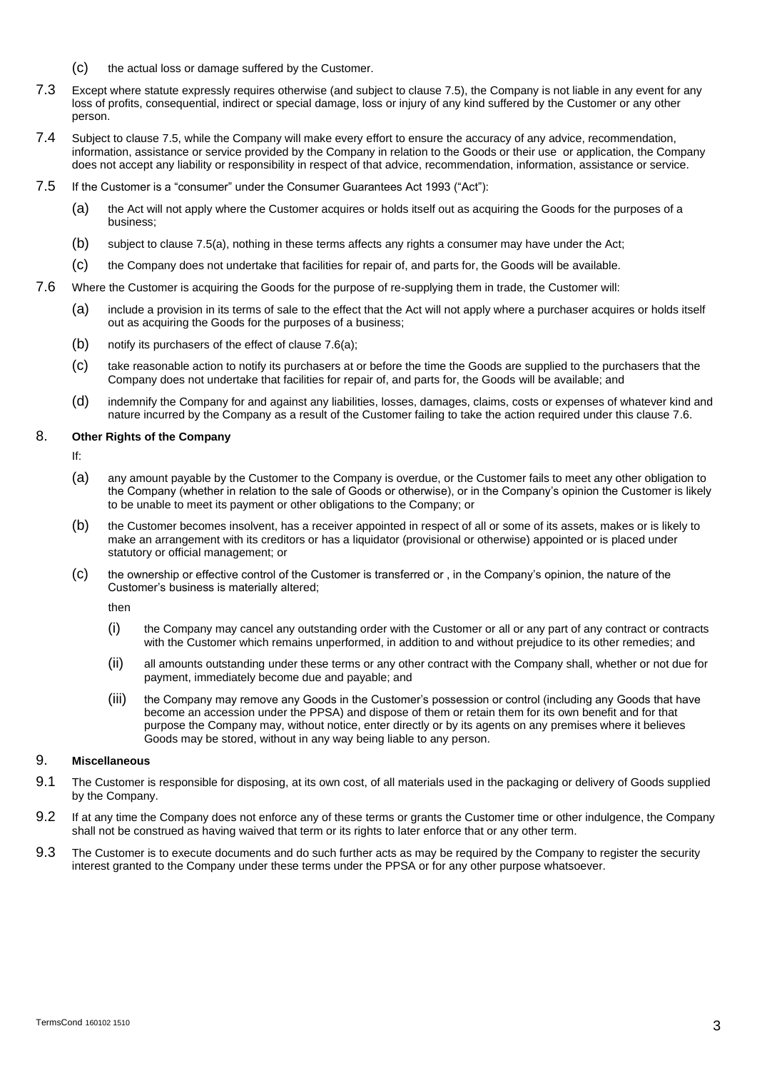(c) the actual loss or damage suffered by the Customer.

7.3 Except where statute expressly requires otherwise (and subject to clause 7.5), the Company is not liable in any event for any loss of profits, consequential, indirect or special damage, loss or injury of any kind suffered by the Customer or any other person.

7.4 Subject to clause 7.5, while the Company will make every effort to ensure the accuracy of any advice, recommendation, information, assistance or service provided by the Company in relation to the Goods or their use or application, the Company does not accept any liability or responsibility in respect of that advice, recommendation, information, assistance or service.

7.5 If the Customer is a "consumer" under the Consumer Guarantees Act 1993 ("Act"):

(a) the Act will not apply where the Customer acquires or holds itself out as acquiring the Goods for the purposes of a business;

(b) subject to clause 7.5(a), nothing in these terms affects any rights a consumer may have under the Act;

(c) the Company does not undertake that facilities for repair of, and parts for, the Goods will be available.

7.6 Where the Customer is acquiring the Goods for the purpose of re-supplying them in trade, the Customer will:

(a) include a provision in its terms of sale to the effect that the Act will not apply where a purchaser acquires or holds itself out as acquiring the Goods for the purposes of a business;

(b) notify its purchasers of the effect of clause 7.6(a);

(c) take reasonable action to notify its purchasers at or before the time the Goods are supplied to the purchasers that the Company does not undertake that facilities for repair of, and parts for, the Goods will be available; and

(d) indemnify the Company for and against any liabilities, losses, damages, claims, costs or expenses of whatever kind and nature incurred by the Company as a result of the Customer failing to take the action required under this clause 7.6.

## 8. **Other Rights of the Company**

If:

(a) any amount payable by the Customer to the Company is overdue, or the Customer fails to meet any other obligation to the Company (whether in relation to the sale of Goods or otherwise), or in the Company's opinion the Customer is likely to be unable to meet its payment or other obligations to the Company; or

(b) the Customer becomes insolvent, has a receiver appointed in respect of all or some of its assets, makes or is likely to make an arrangement with its creditors or has a liquidator (provisional or otherwise) appointed or is placed under statutory or official management; or

(c) the ownership or effective control of the Customer is transferred or , in the Company's opinion, the nature of the Customer's business is materially altered;

then

(i) the Company may cancel any outstanding order with the Customer or all or any part of any contract or contracts with the Customer which remains unperformed, in addition to and without prejudice to its other remedies; and

(ii) all amounts outstanding under these terms or any other contract with the Company shall, whether or not due for payment, immediately become due and payable; and

(iii) the Company may remove any Goods in the Customer's possession or control (including any Goods that have become an accession under the PPSA) and dispose of them or retain them for its own benefit and for that purpose the Company may, without notice, enter directly or by its agents on any premises where it believes Goods may be stored, without in any way being liable to any person.

## 9. **Miscellaneous**

9.1 The Customer is responsible for disposing, at its own cost, of all materials used in the packaging or delivery of Goods supplied by the Company.

9.2 If at any time the Company does not enforce any of these terms or grants the Customer time or other indulgence, the Company shall not be construed as having waived that term or its rights to later enforce that or any other term.

9.3 The Customer is to execute documents and do such further acts as may be required by the Company to register the security interest granted to the Company under these terms under the PPSA or for any other purpose whatsoever.